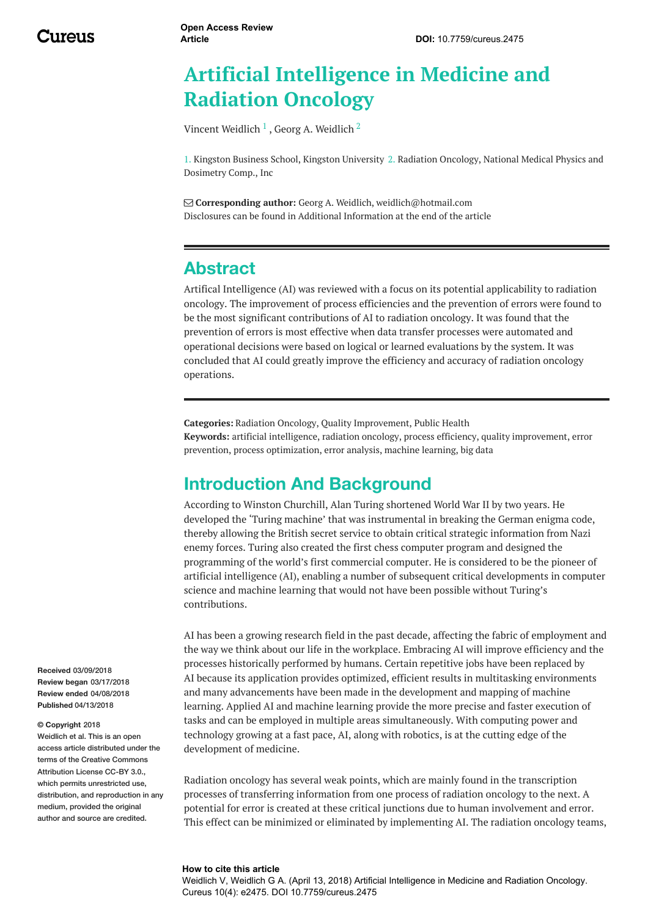Open Access Review Article

DOI: 10.7759/cureus.2475

# Artificial Intelligence in Medicine and Radiation Oncology

Vincent Weidlich [1] , Georg A. Weidlich [2]

1. Kingston Business School, Kingston University 2. Radiation Oncology, National Medical Physics and Dosimetry Comp., Inc

**Corresponding author:** Georg A. Weidlich, weidlich@hotmail.com
Disclosures can be found in Additional Information at the end of the article

## Abstract

Artifical Intelligence (AI) was reviewed with a focus on its potential applicability to radiation oncology. The improvement of process efficiencies and the prevention of errors were found to be the most significant contributions of AI to radiation oncology. It was found that the prevention of errors is most effective when data transfer processes were automated and operational decisions were based on logical or learned evaluations by the system. It was concluded that AI could greatly improve the efficiency and accuracy of radiation oncology operations.

**Categories:** Radiation Oncology, Quality Improvement, Public Health
**Keywords:** artificial intelligence, radiation oncology, process efficiency, quality improvement, error prevention, process optimization, error analysis, machine learning, big data

## Introduction And Background

According to Winston Churchill, Alan Turing shortened World War II by two years. He developed the 'Turing machine' that was instrumental in breaking the German enigma code, thereby allowing the British secret service to obtain critical strategic information from Nazi enemy forces. Turing also created the first chess computer program and designed the programming of the world's first commercial computer. He is considered to be the pioneer of artificial intelligence (AI), enabling a number of subsequent critical developments in computer science and machine learning that would not have been possible without Turing's contributions.

AI has been a growing research field in the past decade, affecting the fabric of employment and the way we think about our life in the workplace. Embracing AI will improve efficiency and the processes historically performed by humans. Certain repetitive jobs have been replaced by AI because its application provides optimized, efficient results in multitasking environments and many advancements have been made in the development and mapping of machine learning. Applied AI and machine learning provide the more precise and faster execution of tasks and can be employed in multiple areas simultaneously. With computing power and technology growing at a fast pace, AI, along with robotics, is at the cutting edge of the development of medicine.

Radiation oncology has several weak points, which are mainly found in the transcription processes of transferring information from one process of radiation oncology to the next. A potential for error is created at these critical junctions due to human involvement and error. This effect can be minimized or eliminated by implementing AI. The radiation oncology teams,

**Received** 03/09/2018
**Review began** 03/17/2018
**Review ended** 04/08/2018
**Published** 04/13/2018

**© Copyright** 2018
Weidlich et al. This is an open access article distributed under the terms of the Creative Commons Attribution License CC-BY 3.0., which permits unrestricted use, distribution, and reproduction in any medium, provided the original author and source are credited.

**How to cite this article**
Weidlich V, Weidlich G A. (April 13, 2018) Artificial Intelligence in Medicine and Radiation Oncology. Cureus 10(4): e2475. DOI 10.7759/cureus.2475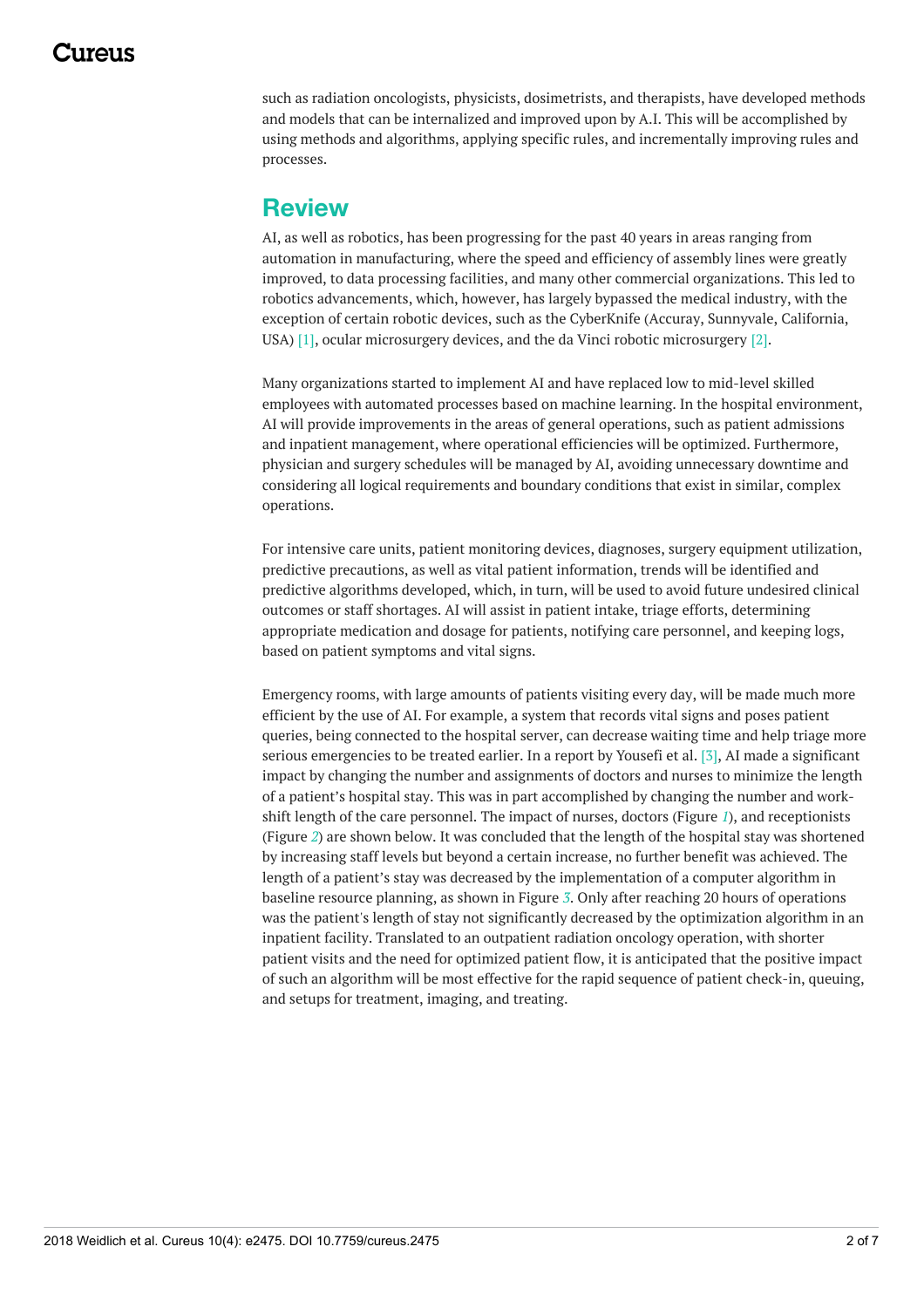such as radiation oncologists, physicists, dosimetrists, and therapists, have developed methods and models that can be internalized and improved upon by A.I. This will be accomplished by using methods and algorithms, applying specific rules, and incrementally improving rules and processes.

## Review

AI, as well as robotics, has been progressing for the past 40 years in areas ranging from automation in manufacturing, where the speed and efficiency of assembly lines were greatly improved, to data processing facilities, and many other commercial organizations. This led to robotics advancements, which, however, has largely bypassed the medical industry, with the exception of certain robotic devices, such as the CyberKnife (Accuray, Sunnyvale, California, USA) [1], ocular microsurgery devices, and the da Vinci robotic microsurgery [2].

Many organizations started to implement AI and have replaced low to mid-level skilled employees with automated processes based on machine learning. In the hospital environment, AI will provide improvements in the areas of general operations, such as patient admissions and inpatient management, where operational efficiencies will be optimized. Furthermore, physician and surgery schedules will be managed by AI, avoiding unnecessary downtime and considering all logical requirements and boundary conditions that exist in similar, complex operations.

For intensive care units, patient monitoring devices, diagnoses, surgery equipment utilization, predictive precautions, as well as vital patient information, trends will be identified and predictive algorithms developed, which, in turn, will be used to avoid future undesired clinical outcomes or staff shortages. AI will assist in patient intake, triage efforts, determining appropriate medication and dosage for patients, notifying care personnel, and keeping logs, based on patient symptoms and vital signs.

Emergency rooms, with large amounts of patients visiting every day, will be made much more efficient by the use of AI. For example, a system that records vital signs and poses patient queries, being connected to the hospital server, can decrease waiting time and help triage more serious emergencies to be treated earlier. In a report by Yousefi et al. [3], AI made a significant impact by changing the number and assignments of doctors and nurses to minimize the length of a patient's hospital stay. This was in part accomplished by changing the number and work-shift length of the care personnel. The impact of nurses, doctors (Figure *1*), and receptionists (Figure *2*) are shown below. It was concluded that the length of the hospital stay was shortened by increasing staff levels but beyond a certain increase, no further benefit was achieved. The length of a patient's stay was decreased by the implementation of a computer algorithm in baseline resource planning, as shown in Figure *3*. Only after reaching 20 hours of operations was the patient's length of stay not significantly decreased by the optimization algorithm in an inpatient facility. Translated to an outpatient radiation oncology operation, with shorter patient visits and the need for optimized patient flow, it is anticipated that the positive impact of such an algorithm will be most effective for the rapid sequence of patient check-in, queuing, and setups for treatment, imaging, and treating.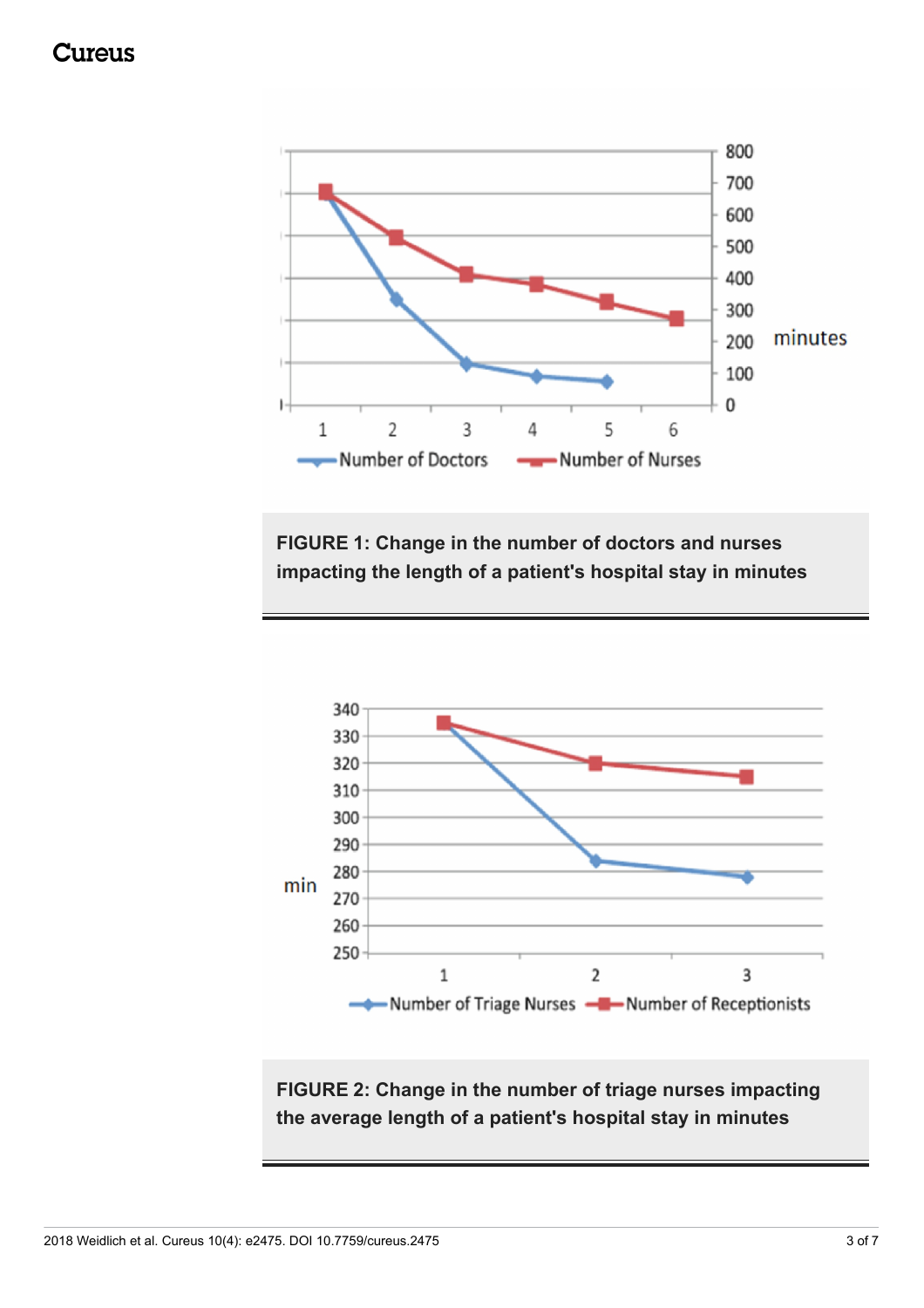FIGURE 1: Change in the number of doctors and nurses impacting the length of a patient's hospital stay in minutes

FIGURE 2: Change in the number of triage nurses impacting the average length of a patient's hospital stay in minutes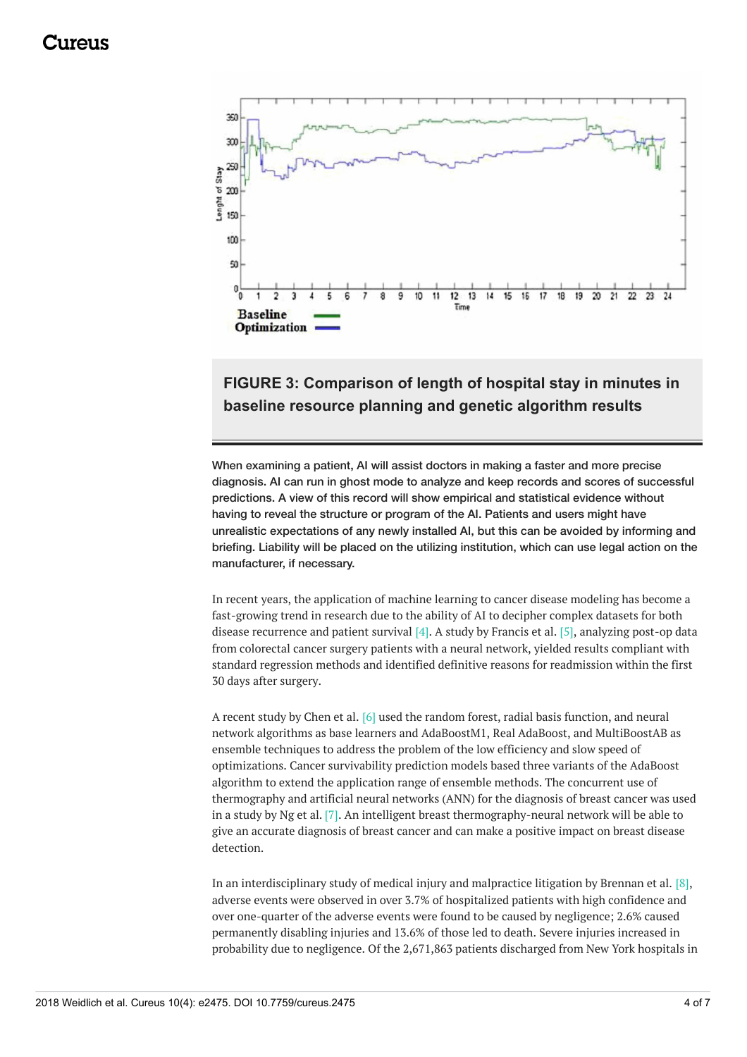**FIGURE 3: Comparison of length of hospital stay in minutes in baseline resource planning and genetic algorithm results**

When examining a patient, AI will assist doctors in making a faster and more precise diagnosis. AI can run in ghost mode to analyze and keep records and scores of successful predictions. A view of this record will show empirical and statistical evidence without having to reveal the structure or program of the AI. Patients and users might have unrealistic expectations of any newly installed AI, but this can be avoided by informing and briefing. Liability will be placed on the utilizing institution, which can use legal action on the manufacturer, if necessary.

In recent years, the application of machine learning to cancer disease modeling has become a fast-growing trend in research due to the ability of AI to decipher complex datasets for both disease recurrence and patient survival [4]. A study by Francis et al. [5], analyzing post-op data from colorectal cancer surgery patients with a neural network, yielded results compliant with standard regression methods and identified definitive reasons for readmission within the first 30 days after surgery.

A recent study by Chen et al. [6] used the random forest, radial basis function, and neural network algorithms as base learners and AdaBoostM1, Real AdaBoost, and MultiBoostAB as ensemble techniques to address the problem of the low efficiency and slow speed of optimizations. Cancer survivability prediction models based three variants of the AdaBoost algorithm to extend the application range of ensemble methods. The concurrent use of thermography and artificial neural networks (ANN) for the diagnosis of breast cancer was used in a study by Ng et al. [7]. An intelligent breast thermography-neural network will be able to give an accurate diagnosis of breast cancer and can make a positive impact on breast disease detection.

In an interdisciplinary study of medical injury and malpractice litigation by Brennan et al. [8], adverse events were observed in over 3.7% of hospitalized patients with high confidence and over one-quarter of the adverse events were found to be caused by negligence; 2.6% caused permanently disabling injuries and 13.6% of those led to death. Severe injuries increased in probability due to negligence. Of the 2,671,863 patients discharged from New York hospitals in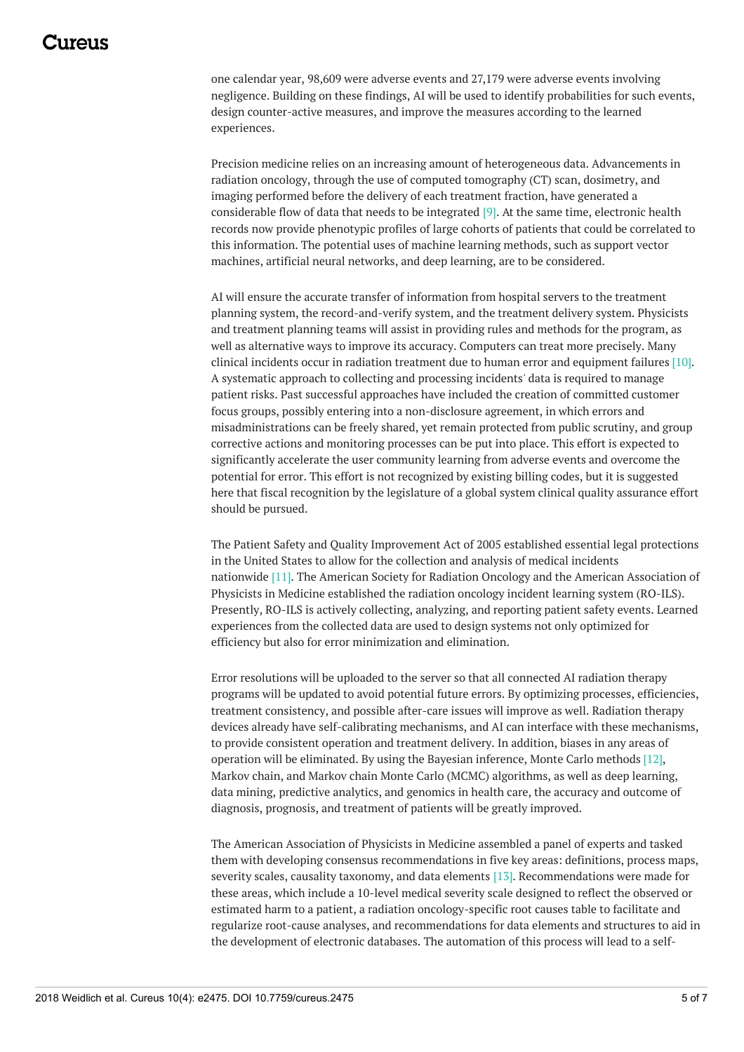one calendar year, 98,609 were adverse events and 27,179 were adverse events involving negligence. Building on these findings, AI will be used to identify probabilities for such events, design counter-active measures, and improve the measures according to the learned experiences.

Precision medicine relies on an increasing amount of heterogeneous data. Advancements in radiation oncology, through the use of computed tomography (CT) scan, dosimetry, and imaging performed before the delivery of each treatment fraction, have generated a considerable flow of data that needs to be integrated [9]. At the same time, electronic health records now provide phenotypic profiles of large cohorts of patients that could be correlated to this information. The potential uses of machine learning methods, such as support vector machines, artificial neural networks, and deep learning, are to be considered.

AI will ensure the accurate transfer of information from hospital servers to the treatment planning system, the record-and-verify system, and the treatment delivery system. Physicists and treatment planning teams will assist in providing rules and methods for the program, as well as alternative ways to improve its accuracy. Computers can treat more precisely. Many clinical incidents occur in radiation treatment due to human error and equipment failures [10]. A systematic approach to collecting and processing incidents' data is required to manage patient risks. Past successful approaches have included the creation of committed customer focus groups, possibly entering into a non-disclosure agreement, in which errors and misadministrations can be freely shared, yet remain protected from public scrutiny, and group corrective actions and monitoring processes can be put into place. This effort is expected to significantly accelerate the user community learning from adverse events and overcome the potential for error. This effort is not recognized by existing billing codes, but it is suggested here that fiscal recognition by the legislature of a global system clinical quality assurance effort should be pursued.

The Patient Safety and Quality Improvement Act of 2005 established essential legal protections in the United States to allow for the collection and analysis of medical incidents nationwide [11]. The American Society for Radiation Oncology and the American Association of Physicists in Medicine established the radiation oncology incident learning system (RO-ILS). Presently, RO-ILS is actively collecting, analyzing, and reporting patient safety events. Learned experiences from the collected data are used to design systems not only optimized for efficiency but also for error minimization and elimination.

Error resolutions will be uploaded to the server so that all connected AI radiation therapy programs will be updated to avoid potential future errors. By optimizing processes, efficiencies, treatment consistency, and possible after-care issues will improve as well. Radiation therapy devices already have self-calibrating mechanisms, and AI can interface with these mechanisms, to provide consistent operation and treatment delivery. In addition, biases in any areas of operation will be eliminated. By using the Bayesian inference, Monte Carlo methods [12], Markov chain, and Markov chain Monte Carlo (MCMC) algorithms, as well as deep learning, data mining, predictive analytics, and genomics in health care, the accuracy and outcome of diagnosis, prognosis, and treatment of patients will be greatly improved.

The American Association of Physicists in Medicine assembled a panel of experts and tasked them with developing consensus recommendations in five key areas: definitions, process maps, severity scales, causality taxonomy, and data elements [13]. Recommendations were made for these areas, which include a 10-level medical severity scale designed to reflect the observed or estimated harm to a patient, a radiation oncology-specific root causes table to facilitate and regularize root-cause analyses, and recommendations for data elements and structures to aid in the development of electronic databases. The automation of this process will lead to a self-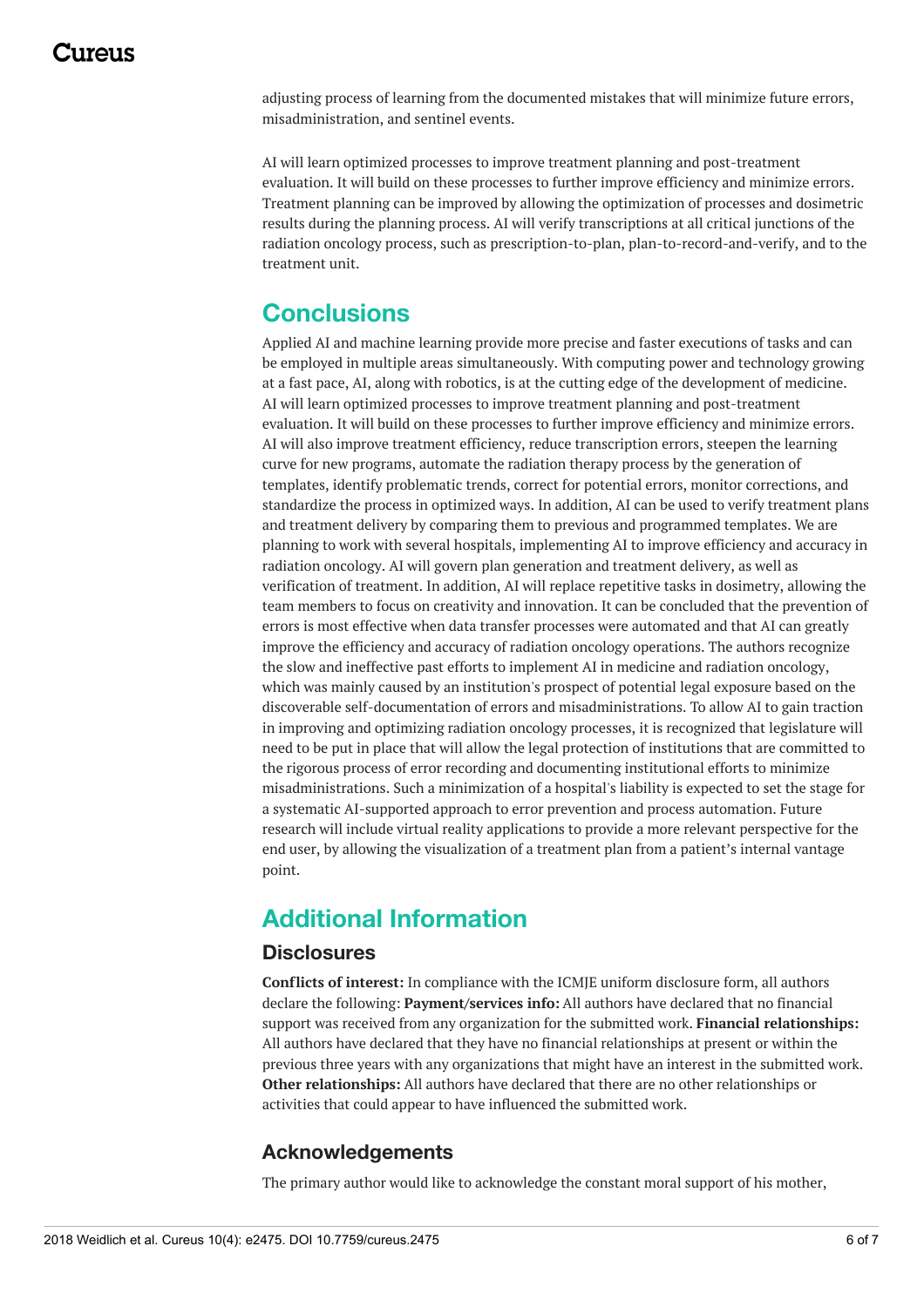adjusting process of learning from the documented mistakes that will minimize future errors, misadministration, and sentinel events.

AI will learn optimized processes to improve treatment planning and post-treatment evaluation. It will build on these processes to further improve efficiency and minimize errors. Treatment planning can be improved by allowing the optimization of processes and dosimetric results during the planning process. AI will verify transcriptions at all critical junctions of the radiation oncology process, such as prescription-to-plan, plan-to-record-and-verify, and to the treatment unit.

# Conclusions

Applied AI and machine learning provide more precise and faster executions of tasks and can be employed in multiple areas simultaneously. With computing power and technology growing at a fast pace, AI, along with robotics, is at the cutting edge of the development of medicine. AI will learn optimized processes to improve treatment planning and post-treatment evaluation. It will build on these processes to further improve efficiency and minimize errors. AI will also improve treatment efficiency, reduce transcription errors, steepen the learning curve for new programs, automate the radiation therapy process by the generation of templates, identify problematic trends, correct for potential errors, monitor corrections, and standardize the process in optimized ways. In addition, AI can be used to verify treatment plans and treatment delivery by comparing them to previous and programmed templates. We are planning to work with several hospitals, implementing AI to improve efficiency and accuracy in radiation oncology. AI will govern plan generation and treatment delivery, as well as verification of treatment. In addition, AI will replace repetitive tasks in dosimetry, allowing the team members to focus on creativity and innovation. It can be concluded that the prevention of errors is most effective when data transfer processes were automated and that AI can greatly improve the efficiency and accuracy of radiation oncology operations. The authors recognize the slow and ineffective past efforts to implement AI in medicine and radiation oncology, which was mainly caused by an institution's prospect of potential legal exposure based on the discoverable self-documentation of errors and misadministrations. To allow AI to gain traction in improving and optimizing radiation oncology processes, it is recognized that legislature will need to be put in place that will allow the legal protection of institutions that are committed to the rigorous process of error recording and documenting institutional efforts to minimize misadministrations. Such a minimization of a hospital's liability is expected to set the stage for a systematic AI-supported approach to error prevention and process automation. Future research will include virtual reality applications to provide a more relevant perspective for the end user, by allowing the visualization of a treatment plan from a patient's internal vantage point.

# Additional Information

## Disclosures

**Conflicts of interest:** In compliance with the ICMJE uniform disclosure form, all authors declare the following: **Payment/services info:** All authors have declared that no financial support was received from any organization for the submitted work. **Financial relationships:** All authors have declared that they have no financial relationships at present or within the previous three years with any organizations that might have an interest in the submitted work. **Other relationships:** All authors have declared that there are no other relationships or activities that could appear to have influenced the submitted work.

## Acknowledgements

The primary author would like to acknowledge the constant moral support of his mother,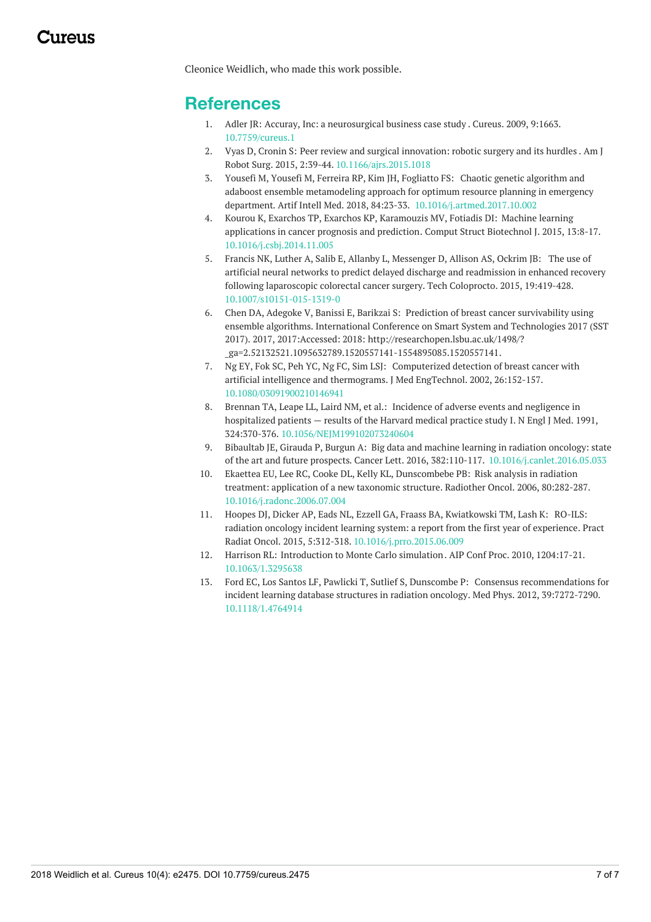Cleonice Weidlich, who made this work possible.

## References

1. Adler JR: Accuray, Inc: a neurosurgical business case study . Cureus. 2009, 9:1663. 10.7759/cureus.1
2. Vyas D, Cronin S: Peer review and surgical innovation: robotic surgery and its hurdles . Am J Robot Surg. 2015, 2:39-44. 10.1166/ajrs.2015.1018
3. Yousefi M, Yousefi M, Ferreira RP, Kim JH, Fogliatto FS: Chaotic genetic algorithm and adaboost ensemble metamodeling approach for optimum resource planning in emergency department. Artif Intell Med. 2018, 84:23-33. 10.1016/j.artmed.2017.10.002
4. Kourou K, Exarchos TP, Exarchos KP, Karamouzis MV, Fotiadis DI: Machine learning applications in cancer prognosis and prediction. Comput Struct Biotechnol J. 2015, 13:8-17. 10.1016/j.csbj.2014.11.005
5. Francis NK, Luther A, Salib E, Allanby L, Messenger D, Allison AS, Ockrim JB: The use of artificial neural networks to predict delayed discharge and readmission in enhanced recovery following laparoscopic colorectal cancer surgery. Tech Coloprocto. 2015, 19:419-428. 10.1007/s10151-015-1319-0
6. Chen DA, Adegoke V, Banissi E, Barikzai S: Prediction of breast cancer survivability using ensemble algorithms. International Conference on Smart System and Technologies 2017 (SST 2017). 2017, 2017:Accessed: 2018: http://researchopen.lsbu.ac.uk/1498/?_ga=2.52132521.1095632789.1520557141-1554895085.1520557141.
7. Ng EY, Fok SC, Peh YC, Ng FC, Sim LSJ: Computerized detection of breast cancer with artificial intelligence and thermograms. J Med EngTechnol. 2002, 26:152-157. 10.1080/03091900210146941
8. Brennan TA, Leape LL, Laird NM, et al.: Incidence of adverse events and negligence in hospitalized patients — results of the Harvard medical practice study I. N Engl J Med. 1991, 324:370-376. 10.1056/NEJM199102073240604
9. Bibaultab JE, Girauda P, Burgun A: Big data and machine learning in radiation oncology: state of the art and future prospects. Cancer Lett. 2016, 382:110-117. 10.1016/j.canlet.2016.05.033
10. Ekaettea EU, Lee RC, Cooke DL, Kelly KL, Dunscombepe PB: Risk analysis in radiation treatment: application of a new taxonomic structure. Radiother Oncol. 2006, 80:282-287. 10.1016/j.radonc.2006.07.004
11. Hoopes DJ, Dicker AP, Eads NL, Ezzell GA, Fraass BA, Kwiatkowski TM, Lash K: RO-ILS: radiation oncology incident learning system: a report from the first year of experience. Pract Radiat Oncol. 2015, 5:312-318. 10.1016/j.prro.2015.06.009
12. Harrison RL: Introduction to Monte Carlo simulation . AIP Conf Proc. 2010, 1204:17-21. 10.1063/1.3295638
13. Ford EC, Los Santos LF, Pawlicki T, Sutlief S, Dunscombe P: Consensus recommendations for incident learning database structures in radiation oncology. Med Phys. 2012, 39:7272-7290. 10.1118/1.4764914